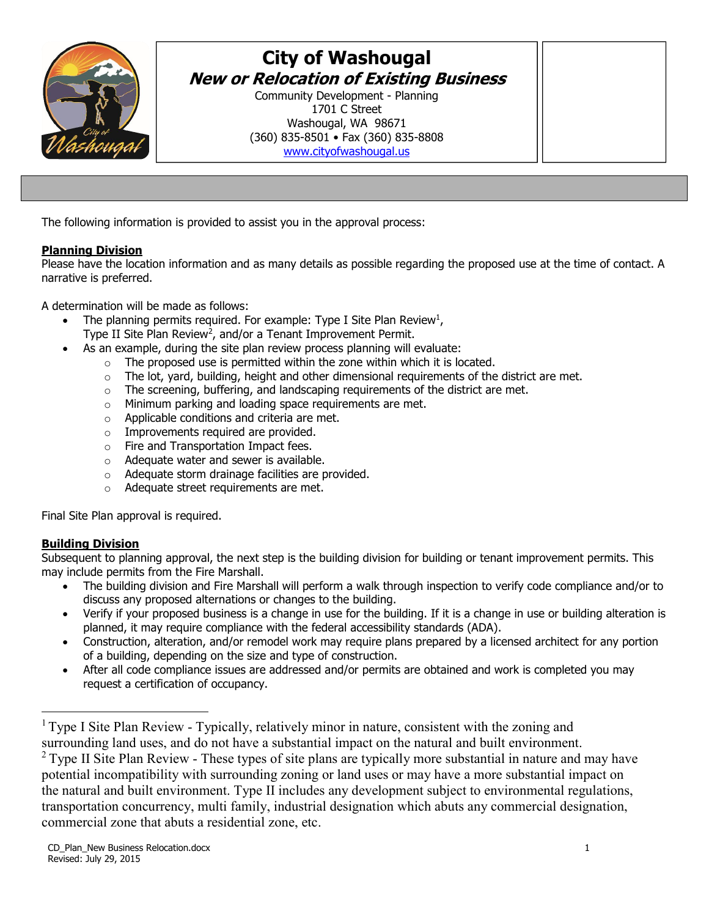# City of Washougal

## *New or Relocation of Existing Business*

Community Development - Planning
1701 C Street
Washougal, WA 98671
(360) 835-8501 • Fax (360) 835-8808
www.cityofwashougal.us

The following information is provided to assist you in the approval process:

**Planning Division**

Please have the location information and as many details as possible regarding the proposed use at the time of contact. A narrative is preferred.

A determination will be made as follows:

- The planning permits required. For example: Type I Site Plan Review[1], Type II Site Plan Review[2], and/or a Tenant Improvement Permit.
- As an example, during the site plan review process planning will evaluate:
  - The proposed use is permitted within the zone within which it is located.
  - The lot, yard, building, height and other dimensional requirements of the district are met.
  - The screening, buffering, and landscaping requirements of the district are met.
  - Minimum parking and loading space requirements are met.
  - Applicable conditions and criteria are met.
  - Improvements required are provided.
  - Fire and Transportation Impact fees.
  - Adequate water and sewer is available.
  - Adequate storm drainage facilities are provided.
  - Adequate street requirements are met.

Final Site Plan approval is required.

**Building Division**

Subsequent to planning approval, the next step is the building division for building or tenant improvement permits. This may include permits from the Fire Marshall.

- The building division and Fire Marshall will perform a walk through inspection to verify code compliance and/or to discuss any proposed alternations or changes to the building.
- Verify if your proposed business is a change in use for the building. If it is a change in use or building alteration is planned, it may require compliance with the federal accessibility standards (ADA).
- Construction, alteration, and/or remodel work may require plans prepared by a licensed architect for any portion of a building, depending on the size and type of construction.
- After all code compliance issues are addressed and/or permits are obtained and work is completed you may request a certification of occupancy.

---

[1] Type I Site Plan Review - Typically, relatively minor in nature, consistent with the zoning and surrounding land uses, and do not have a substantial impact on the natural and built environment.

[2] Type II Site Plan Review - These types of site plans are typically more substantial in nature and may have potential incompatibility with surrounding zoning or land uses or may have a more substantial impact on the natural and built environment. Type II includes any development subject to environmental regulations, transportation concurrency, multi family, industrial designation which abuts any commercial designation, commercial zone that abuts a residential zone, etc.

CD_Plan_New Business Relocation.docx
Revised: July 29, 2015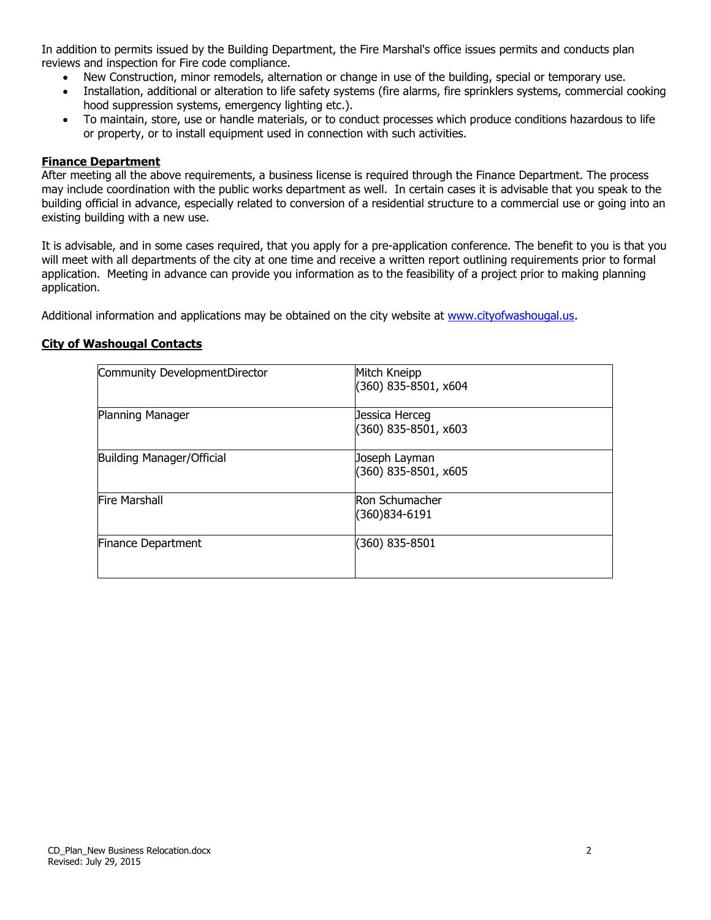In addition to permits issued by the Building Department, the Fire Marshal's office issues permits and conducts plan reviews and inspection for Fire code compliance.

- New Construction, minor remodels, alternation or change in use of the building, special or temporary use.
- Installation, additional or alteration to life safety systems (fire alarms, fire sprinklers systems, commercial cooking hood suppression systems, emergency lighting etc.).
- To maintain, store, use or handle materials, or to conduct processes which produce conditions hazardous to life or property, or to install equipment used in connection with such activities.

**Finance Department**

After meeting all the above requirements, a business license is required through the Finance Department. The process may include coordination with the public works department as well. In certain cases it is advisable that you speak to the building official in advance, especially related to conversion of a residential structure to a commercial use or going into an existing building with a new use.

It is advisable, and in some cases required, that you apply for a pre-application conference. The benefit to you is that you will meet with all departments of the city at one time and receive a written report outlining requirements prior to formal application. Meeting in advance can provide you information as to the feasibility of a project prior to making planning application.

Additional information and applications may be obtained on the city website at www.cityofwashougal.us.

**City of Washougal Contacts**

| | |
|---|---|
| Community DevelopmentDirector | Mitch Kneipp<br>(360) 835-8501, x604 |
| Planning Manager | Jessica Herceg<br>(360) 835-8501, x603 |
| Building Manager/Official | Joseph Layman<br>(360) 835-8501, x605 |
| Fire Marshall | Ron Schumacher<br>(360)834-6191 |
| Finance Department | (360) 835-8501 |

CD_Plan_New Business Relocation.docx
Revised: July 29, 2015